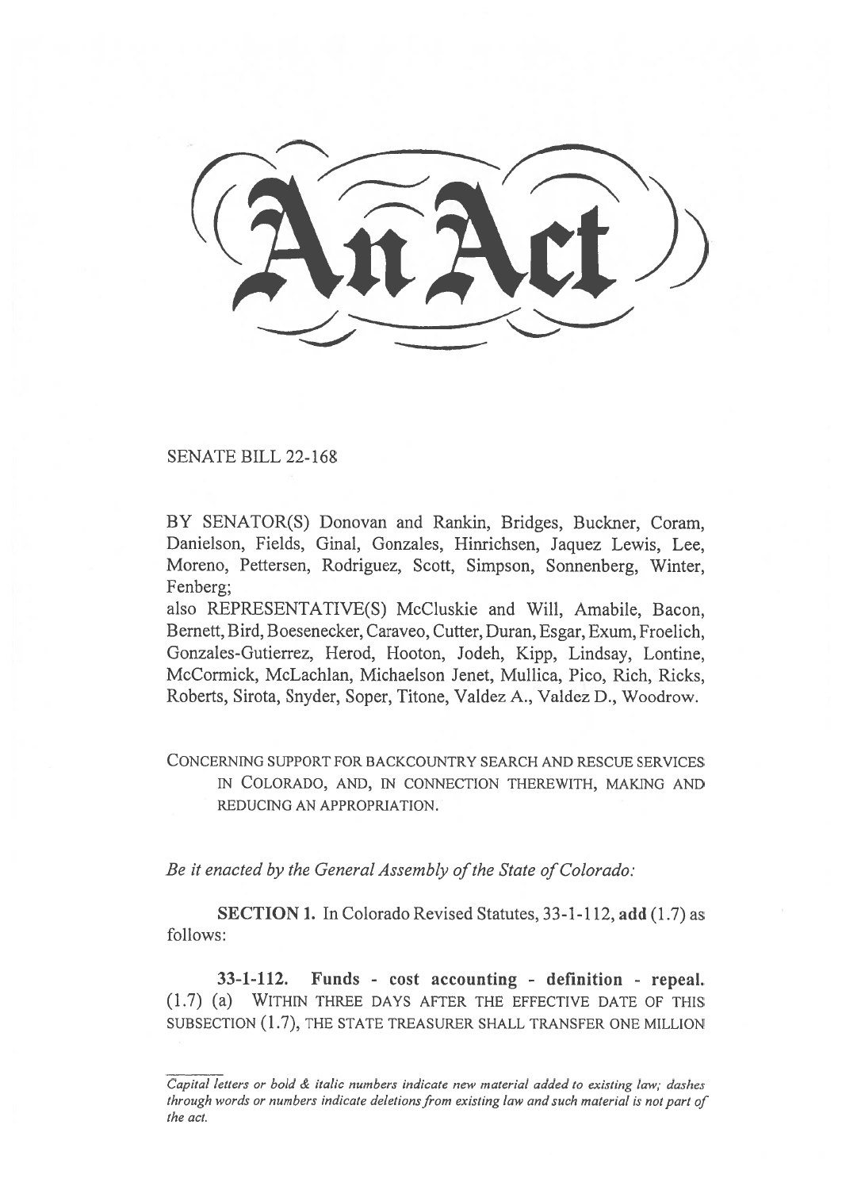# An Act

SENATE BILL 22-168

BY SENATOR(S) Donovan and Rankin, Bridges, Buckner, Coram, Danielson, Fields, Ginal, Gonzales, Hinrichsen, Jaquez Lewis, Lee, Moreno, Pettersen, Rodriguez, Scott, Simpson, Sonnenberg, Winter, Fenberg;

also REPRESENTATIVE(S) McCluskie and Will, Amabile, Bacon, Bernett, Bird, Boesenecker, Caraveo, Cutter, Duran, Esgar, Exum, Froelich, Gonzales-Gutierrez, Herod, Hooton, Jodeh, Kipp, Lindsay, Lontine, McCormick, McLachlan, Michaelson Jenet, Mullica, Pico, Rich, Ricks, Roberts, Sirota, Snyder, Soper, Titone, Valdez A., Valdez D., Woodrow.

CONCERNING SUPPORT FOR BACKCOUNTRY SEARCH AND RESCUE SERVICES IN COLORADO, AND, IN CONNECTION THEREWITH, MAKING AND REDUCING AN APPROPRIATION.

*Be it enacted by the General Assembly of the State of Colorado:*

**SECTION 1.** In Colorado Revised Statutes, 33-1-112, **add** (1.7) as follows:

**33-1-112. Funds - cost accounting - definition - repeal.** (1.7) (a) WITHIN THREE DAYS AFTER THE EFFECTIVE DATE OF THIS SUBSECTION (1.7), THE STATE TREASURER SHALL TRANSFER ONE MILLION

*Capital letters or bold & italic numbers indicate new material added to existing law; dashes through words or numbers indicate deletions from existing law and such material is not part of the act.*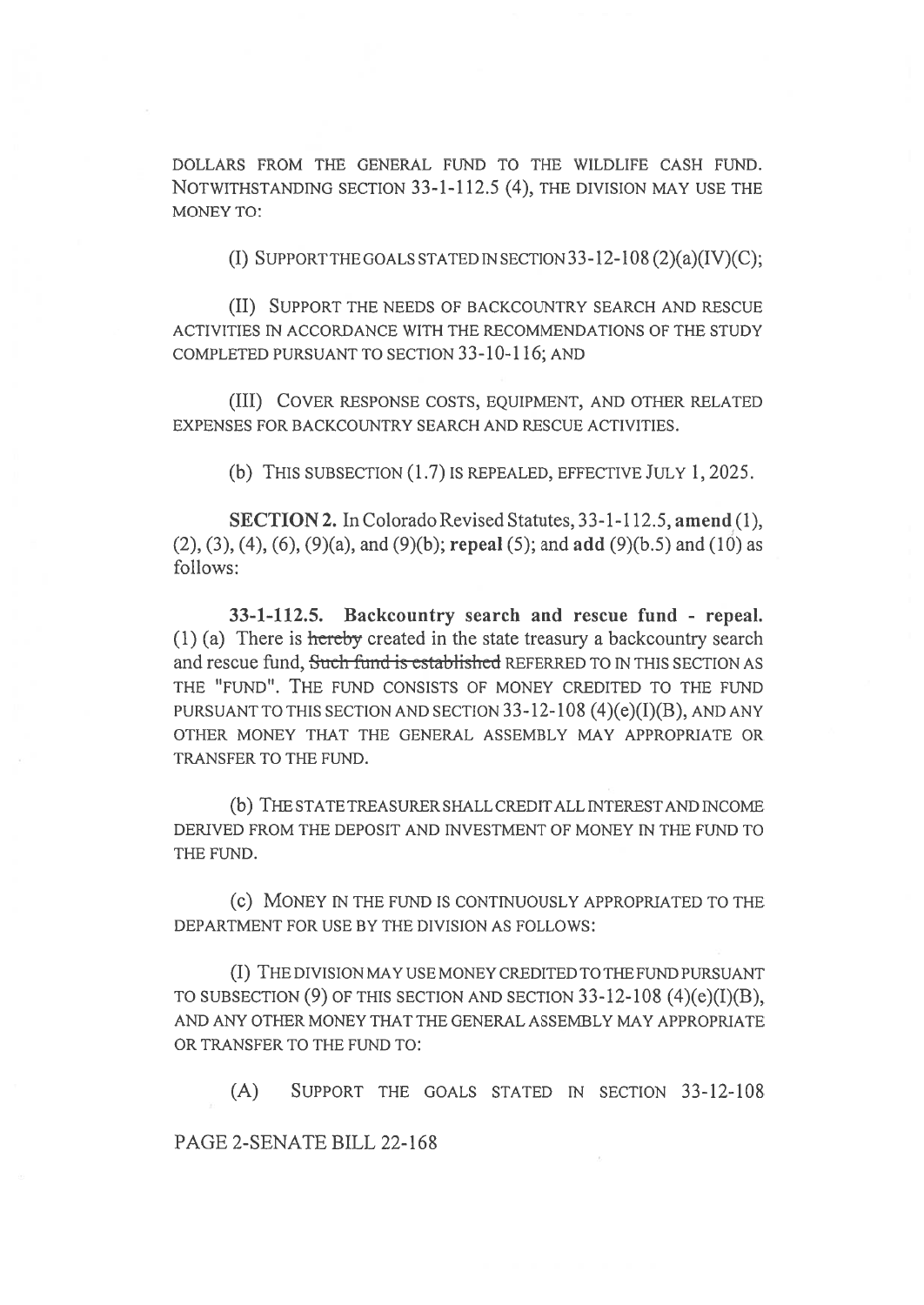DOLLARS FROM THE GENERAL FUND TO THE WILDLIFE CASH FUND. NOTWITHSTANDING SECTION 33-1-112.5 (4), THE DIVISION MAY USE THE MONEY TO:

(I) SUPPORT THE GOALS STATED IN SECTION 33-12-108 (2)(a)(IV)(C);

(II) SUPPORT THE NEEDS OF BACKCOUNTRY SEARCH AND RESCUE ACTIVITIES IN ACCORDANCE WITH THE RECOMMENDATIONS OF THE STUDY COMPLETED PURSUANT TO SECTION 33-10-116; AND

(III) COVER RESPONSE COSTS, EQUIPMENT, AND OTHER RELATED EXPENSES FOR BACKCOUNTRY SEARCH AND RESCUE ACTIVITIES.

(b) THIS SUBSECTION (1.7) IS REPEALED, EFFECTIVE JULY 1, 2025.

**SECTION 2.** In Colorado Revised Statutes, 33-1-112.5, **amend** (1), (2), (3), (4), (6), (9)(a), and (9)(b); **repeal** (5); and **add** (9)(b.5) and (10) as follows:

**33-1-112.5. Backcountry search and rescue fund - repeal.** (1) (a) There is ~~hereby~~ created in the state treasury a backcountry search and rescue fund, ~~Such fund is established~~ REFERRED TO IN THIS SECTION AS THE "FUND". THE FUND CONSISTS OF MONEY CREDITED TO THE FUND PURSUANT TO THIS SECTION AND SECTION 33-12-108 (4)(e)(I)(B), AND ANY OTHER MONEY THAT THE GENERAL ASSEMBLY MAY APPROPRIATE OR TRANSFER TO THE FUND.

(b) THE STATE TREASURER SHALL CREDIT ALL INTEREST AND INCOME DERIVED FROM THE DEPOSIT AND INVESTMENT OF MONEY IN THE FUND TO THE FUND.

(c) MONEY IN THE FUND IS CONTINUOUSLY APPROPRIATED TO THE DEPARTMENT FOR USE BY THE DIVISION AS FOLLOWS:

(I) THE DIVISION MAY USE MONEY CREDITED TO THE FUND PURSUANT TO SUBSECTION (9) OF THIS SECTION AND SECTION 33-12-108 (4)(e)(I)(B), AND ANY OTHER MONEY THAT THE GENERAL ASSEMBLY MAY APPROPRIATE OR TRANSFER TO THE FUND TO:

(A) SUPPORT THE GOALS STATED IN SECTION 33-12-108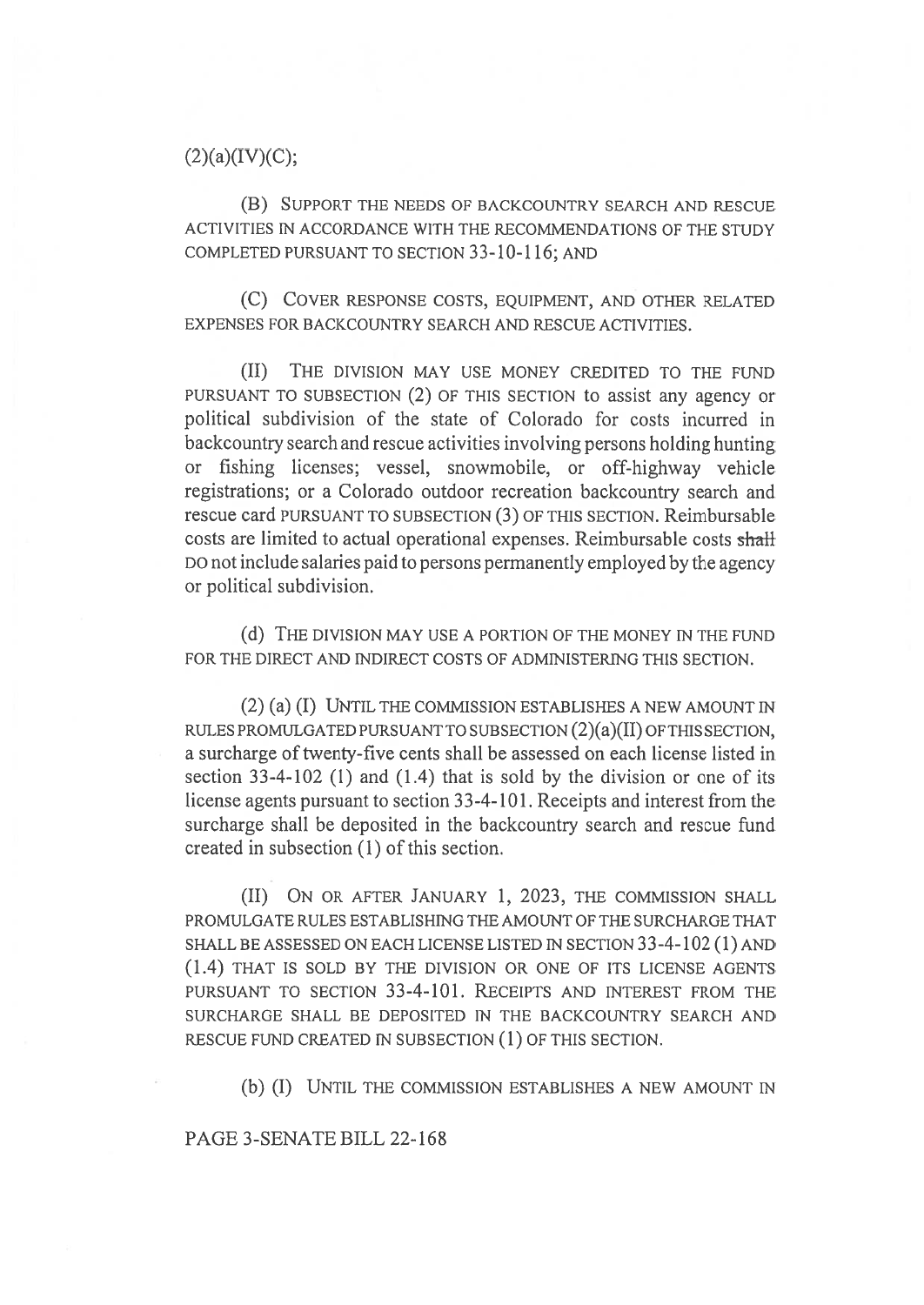(2)(a)(IV)(C);

(B) SUPPORT THE NEEDS OF BACKCOUNTRY SEARCH AND RESCUE ACTIVITIES IN ACCORDANCE WITH THE RECOMMENDATIONS OF THE STUDY COMPLETED PURSUANT TO SECTION 33-10-116; AND

(C) COVER RESPONSE COSTS, EQUIPMENT, AND OTHER RELATED EXPENSES FOR BACKCOUNTRY SEARCH AND RESCUE ACTIVITIES.

(II) THE DIVISION MAY USE MONEY CREDITED TO THE FUND PURSUANT TO SUBSECTION (2) OF THIS SECTION to assist any agency or political subdivision of the state of Colorado for costs incurred in backcountry search and rescue activities involving persons holding hunting or fishing licenses; vessel, snowmobile, or off-highway vehicle registrations; or a Colorado outdoor recreation backcountry search and rescue card PURSUANT TO SUBSECTION (3) OF THIS SECTION. Reimbursable costs are limited to actual operational expenses. Reimbursable costs ~~shall~~ DO not include salaries paid to persons permanently employed by the agency or political subdivision.

(d) THE DIVISION MAY USE A PORTION OF THE MONEY IN THE FUND FOR THE DIRECT AND INDIRECT COSTS OF ADMINISTERING THIS SECTION.

(2) (a) (I) UNTIL THE COMMISSION ESTABLISHES A NEW AMOUNT IN RULES PROMULGATED PURSUANT TO SUBSECTION (2)(a)(II) OF THIS SECTION, a surcharge of twenty-five cents shall be assessed on each license listed in section 33-4-102 (1) and (1.4) that is sold by the division or one of its license agents pursuant to section 33-4-101. Receipts and interest from the surcharge shall be deposited in the backcountry search and rescue fund created in subsection (1) of this section.

(II) ON OR AFTER JANUARY 1, 2023, THE COMMISSION SHALL PROMULGATE RULES ESTABLISHING THE AMOUNT OF THE SURCHARGE THAT SHALL BE ASSESSED ON EACH LICENSE LISTED IN SECTION 33-4-102 (1) AND (1.4) THAT IS SOLD BY THE DIVISION OR ONE OF ITS LICENSE AGENTS PURSUANT TO SECTION 33-4-101. RECEIPTS AND INTEREST FROM THE SURCHARGE SHALL BE DEPOSITED IN THE BACKCOUNTRY SEARCH AND RESCUE FUND CREATED IN SUBSECTION (1) OF THIS SECTION.

(b) (I) UNTIL THE COMMISSION ESTABLISHES A NEW AMOUNT IN

PAGE 3-SENATE BILL 22-168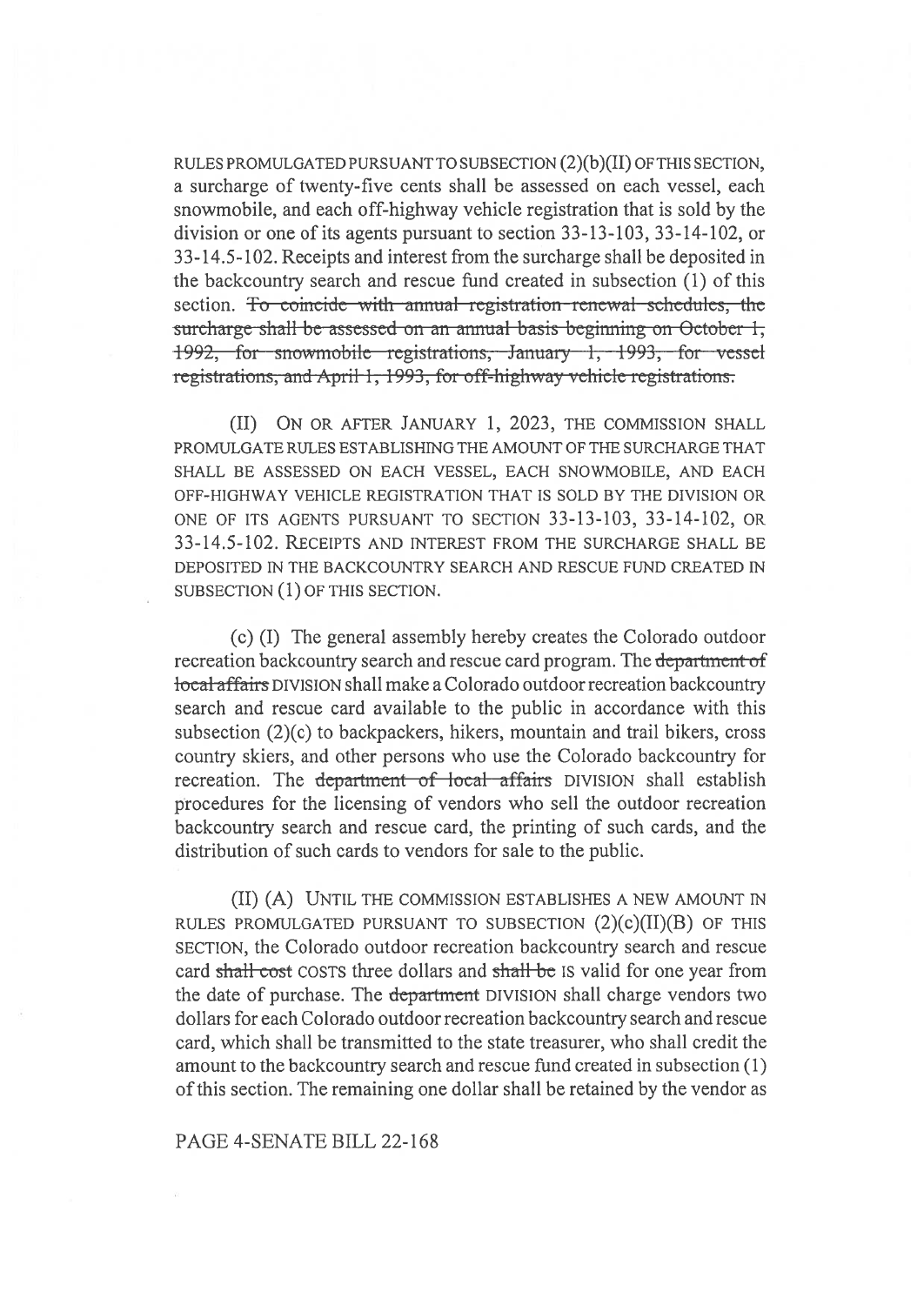RULES PROMULGATED PURSUANT TO SUBSECTION (2)(b)(II) OF THIS SECTION, a surcharge of twenty-five cents shall be assessed on each vessel, each snowmobile, and each off-highway vehicle registration that is sold by the division or one of its agents pursuant to section 33-13-103, 33-14-102, or 33-14.5-102. Receipts and interest from the surcharge shall be deposited in the backcountry search and rescue fund created in subsection (1) of this section. ~~To coincide with annual registration renewal schedules, the surcharge shall be assessed on an annual basis beginning on October 1, 1992, for snowmobile registrations, January 1, 1993, for vessel registrations, and April 1, 1993, for off-highway vehicle registrations.~~

(II) ON OR AFTER JANUARY 1, 2023, THE COMMISSION SHALL PROMULGATE RULES ESTABLISHING THE AMOUNT OF THE SURCHARGE THAT SHALL BE ASSESSED ON EACH VESSEL, EACH SNOWMOBILE, AND EACH OFF-HIGHWAY VEHICLE REGISTRATION THAT IS SOLD BY THE DIVISION OR ONE OF ITS AGENTS PURSUANT TO SECTION 33-13-103, 33-14-102, OR 33-14.5-102. RECEIPTS AND INTEREST FROM THE SURCHARGE SHALL BE DEPOSITED IN THE BACKCOUNTRY SEARCH AND RESCUE FUND CREATED IN SUBSECTION (1) OF THIS SECTION.

(c) (I) The general assembly hereby creates the Colorado outdoor recreation backcountry search and rescue card program. The ~~department of local affairs~~ DIVISION shall make a Colorado outdoor recreation backcountry search and rescue card available to the public in accordance with this subsection (2)(c) to backpackers, hikers, mountain and trail bikers, cross country skiers, and other persons who use the Colorado backcountry for recreation. The ~~department of local affairs~~ DIVISION shall establish procedures for the licensing of vendors who sell the outdoor recreation backcountry search and rescue card, the printing of such cards, and the distribution of such cards to vendors for sale to the public.

(II) (A) UNTIL THE COMMISSION ESTABLISHES A NEW AMOUNT IN RULES PROMULGATED PURSUANT TO SUBSECTION (2)(c)(II)(B) OF THIS SECTION, the Colorado outdoor recreation backcountry search and rescue card ~~shall cost~~ COSTS three dollars and ~~shall be~~ IS valid for one year from the date of purchase. The ~~department~~ DIVISION shall charge vendors two dollars for each Colorado outdoor recreation backcountry search and rescue card, which shall be transmitted to the state treasurer, who shall credit the amount to the backcountry search and rescue fund created in subsection (1) of this section. The remaining one dollar shall be retained by the vendor as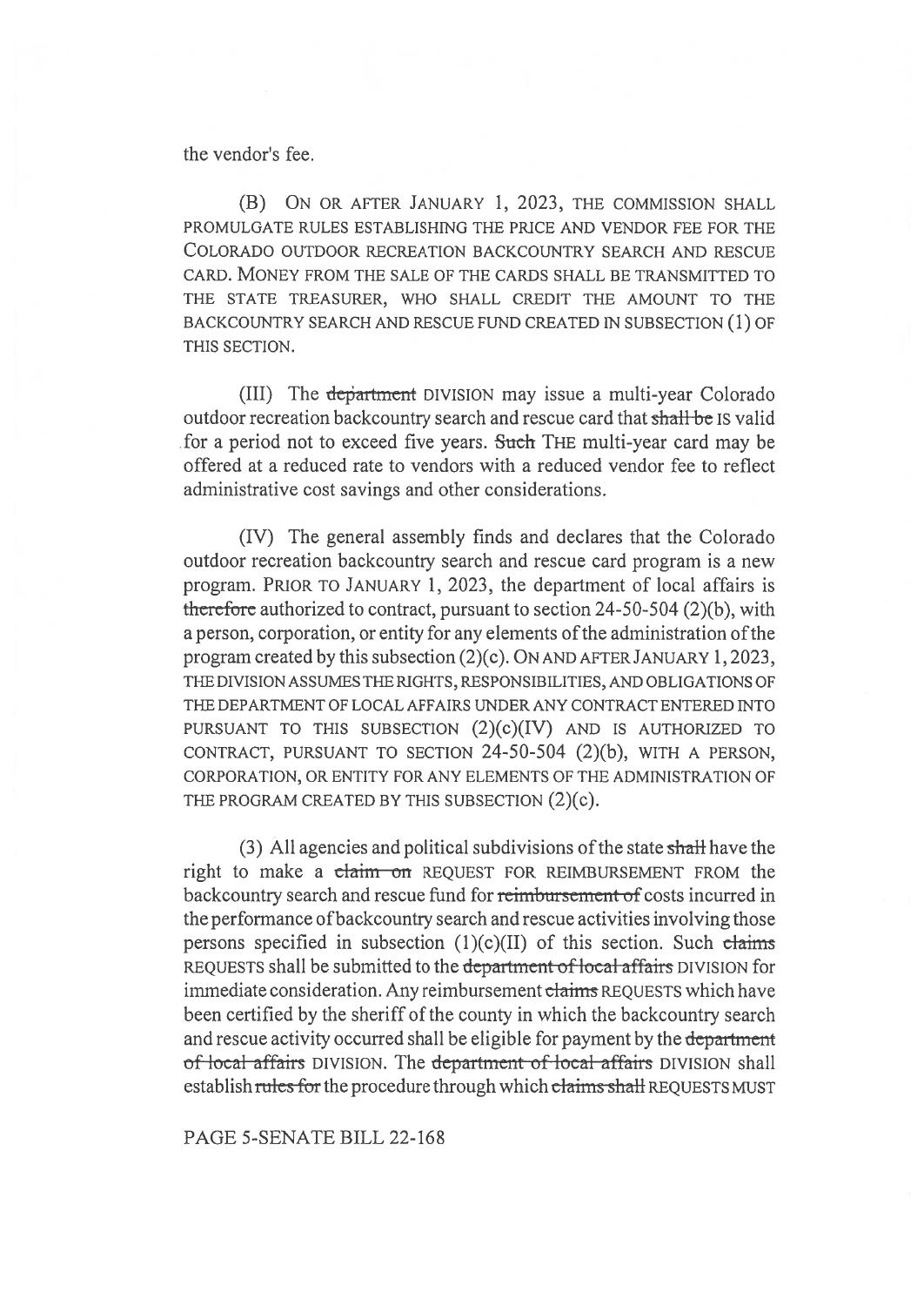the vendor's fee.

(B) ON OR AFTER JANUARY 1, 2023, THE COMMISSION SHALL PROMULGATE RULES ESTABLISHING THE PRICE AND VENDOR FEE FOR THE COLORADO OUTDOOR RECREATION BACKCOUNTRY SEARCH AND RESCUE CARD. MONEY FROM THE SALE OF THE CARDS SHALL BE TRANSMITTED TO THE STATE TREASURER, WHO SHALL CREDIT THE AMOUNT TO THE BACKCOUNTRY SEARCH AND RESCUE FUND CREATED IN SUBSECTION (1) OF THIS SECTION.

(III) The ~~department~~ DIVISION may issue a multi-year Colorado outdoor recreation backcountry search and rescue card that ~~shall be~~ IS valid for a period not to exceed five years. ~~Such~~ THE multi-year card may be offered at a reduced rate to vendors with a reduced vendor fee to reflect administrative cost savings and other considerations.

(IV) The general assembly finds and declares that the Colorado outdoor recreation backcountry search and rescue card program is a new program. PRIOR TO JANUARY 1, 2023, the department of local affairs is ~~therefore~~ authorized to contract, pursuant to section 24-50-504 (2)(b), with a person, corporation, or entity for any elements of the administration of the program created by this subsection (2)(c). ON AND AFTER JANUARY 1, 2023, THE DIVISION ASSUMES THE RIGHTS, RESPONSIBILITIES, AND OBLIGATIONS OF THE DEPARTMENT OF LOCAL AFFAIRS UNDER ANY CONTRACT ENTERED INTO PURSUANT TO THIS SUBSECTION (2)(c)(IV) AND IS AUTHORIZED TO CONTRACT, PURSUANT TO SECTION 24-50-504 (2)(b), WITH A PERSON, CORPORATION, OR ENTITY FOR ANY ELEMENTS OF THE ADMINISTRATION OF THE PROGRAM CREATED BY THIS SUBSECTION (2)(c).

(3) All agencies and political subdivisions of the state ~~shall~~ have the right to make a ~~claim on~~ REQUEST FOR REIMBURSEMENT FROM the backcountry search and rescue fund for ~~reimbursement of~~ costs incurred in the performance of backcountry search and rescue activities involving those persons specified in subsection (1)(c)(II) of this section. Such ~~claims~~ REQUESTS shall be submitted to the ~~department of local affairs~~ DIVISION for immediate consideration. Any reimbursement ~~claims~~ REQUESTS which have been certified by the sheriff of the county in which the backcountry search and rescue activity occurred shall be eligible for payment by the ~~department of local affairs~~ DIVISION. The ~~department of local affairs~~ DIVISION shall establish ~~rules for~~ the procedure through which ~~claims shall~~ REQUESTS MUST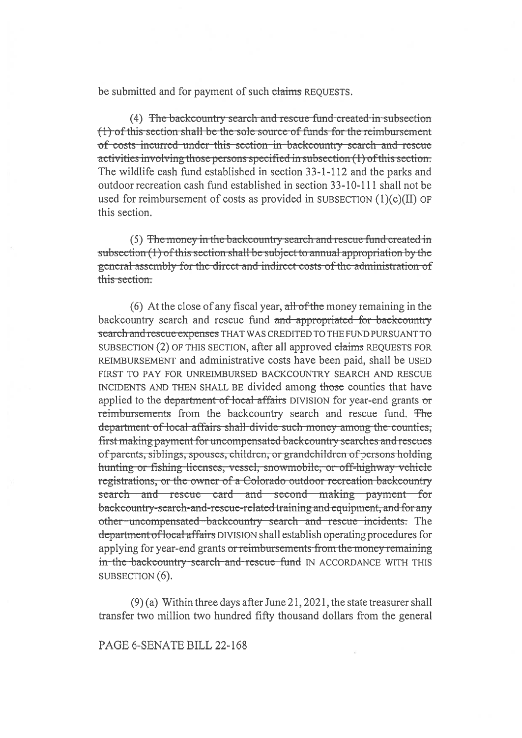be submitted and for payment of such ~~claims~~ REQUESTS.

(4) ~~The backcountry search and rescue fund created in subsection (1) of this section shall be the sole source of funds for the reimbursement of costs incurred under this section in backcountry search and rescue activities involving those persons specified in subsection (1) of this section.~~ The wildlife cash fund established in section 33-1-112 and the parks and outdoor recreation cash fund established in section 33-10-111 shall not be used for reimbursement of costs as provided in SUBSECTION (1)(c)(II) OF this section.

(5) ~~The money in the backcountry search and rescue fund created in subsection (1) of this section shall be subject to annual appropriation by the general assembly for the direct and indirect costs of the administration of this section.~~

(6) At the close of any fiscal year, ~~all of the~~ money remaining in the backcountry search and rescue fund ~~and appropriated for backcountry search and rescue expenses~~ THAT WAS CREDITED TO THE FUND PURSUANT TO SUBSECTION (2) OF THIS SECTION, after all approved ~~claims~~ REQUESTS FOR REIMBURSEMENT and administrative costs have been paid, shall be USED FIRST TO PAY FOR UNREIMBURSED BACKCOUNTRY SEARCH AND RESCUE INCIDENTS AND THEN SHALL BE divided among ~~those~~ counties that have applied to the ~~department of local affairs~~ DIVISION for year-end grants ~~or reimbursements~~ from the backcountry search and rescue fund. ~~The department of local affairs shall divide such money among the counties, first making payment for uncompensated backcountry searches and rescues of parents, siblings, spouses, children, or grandchildren of persons holding hunting or fishing licenses, vessel, snowmobile, or off-highway vehicle registrations, or the owner of a Colorado outdoor recreation backcountry search and rescue card and second making payment for backcountry-search-and-rescue-related training and equipment, and for any other uncompensated backcountry search and rescue incidents.~~ The ~~department of local affairs~~ DIVISION shall establish operating procedures for applying for year-end grants ~~or reimbursements from the money remaining in the backcountry search and rescue fund~~ IN ACCORDANCE WITH THIS SUBSECTION (6).

(9) (a) Within three days after June 21, 2021, the state treasurer shall transfer two million two hundred fifty thousand dollars from the general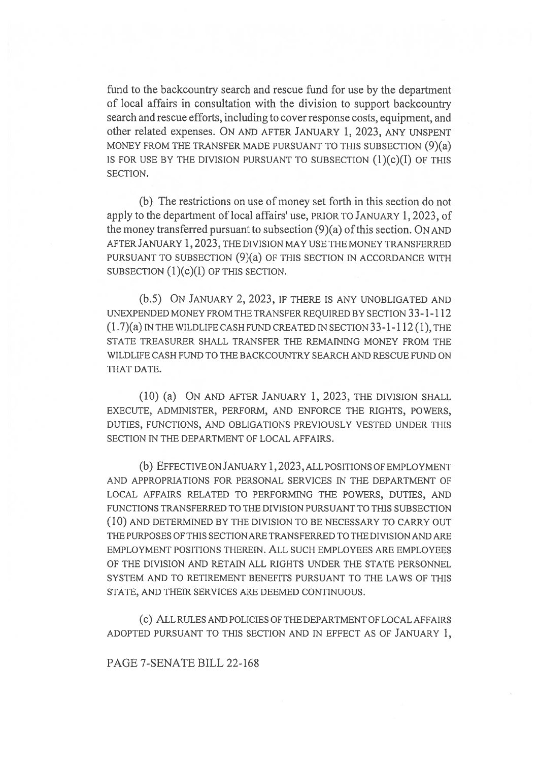fund to the backcountry search and rescue fund for use by the department of local affairs in consultation with the division to support backcountry search and rescue efforts, including to cover response costs, equipment, and other related expenses. ON AND AFTER JANUARY 1, 2023, ANY UNSPENT MONEY FROM THE TRANSFER MADE PURSUANT TO THIS SUBSECTION (9)(a) IS FOR USE BY THE DIVISION PURSUANT TO SUBSECTION (1)(c)(I) OF THIS SECTION.

(b) The restrictions on use of money set forth in this section do not apply to the department of local affairs' use, PRIOR TO JANUARY 1, 2023, of the money transferred pursuant to subsection (9)(a) of this section. ON AND AFTER JANUARY 1, 2023, THE DIVISION MAY USE THE MONEY TRANSFERRED PURSUANT TO SUBSECTION (9)(a) OF THIS SECTION IN ACCORDANCE WITH SUBSECTION (1)(c)(I) OF THIS SECTION.

(b.5) ON JANUARY 2, 2023, IF THERE IS ANY UNOBLIGATED AND UNEXPENDED MONEY FROM THE TRANSFER REQUIRED BY SECTION 33-1-112 (1.7)(a) IN THE WILDLIFE CASH FUND CREATED IN SECTION 33-1-112 (1), THE STATE TREASURER SHALL TRANSFER THE REMAINING MONEY FROM THE WILDLIFE CASH FUND TO THE BACKCOUNTRY SEARCH AND RESCUE FUND ON THAT DATE.

(10) (a) ON AND AFTER JANUARY 1, 2023, THE DIVISION SHALL EXECUTE, ADMINISTER, PERFORM, AND ENFORCE THE RIGHTS, POWERS, DUTIES, FUNCTIONS, AND OBLIGATIONS PREVIOUSLY VESTED UNDER THIS SECTION IN THE DEPARTMENT OF LOCAL AFFAIRS.

(b) EFFECTIVE ON JANUARY 1, 2023, ALL POSITIONS OF EMPLOYMENT AND APPROPRIATIONS FOR PERSONAL SERVICES IN THE DEPARTMENT OF LOCAL AFFAIRS RELATED TO PERFORMING THE POWERS, DUTIES, AND FUNCTIONS TRANSFERRED TO THE DIVISION PURSUANT TO THIS SUBSECTION (10) AND DETERMINED BY THE DIVISION TO BE NECESSARY TO CARRY OUT THE PURPOSES OF THIS SECTION ARE TRANSFERRED TO THE DIVISION AND ARE EMPLOYMENT POSITIONS THEREIN. ALL SUCH EMPLOYEES ARE EMPLOYEES OF THE DIVISION AND RETAIN ALL RIGHTS UNDER THE STATE PERSONNEL SYSTEM AND TO RETIREMENT BENEFITS PURSUANT TO THE LAWS OF THIS STATE, AND THEIR SERVICES ARE DEEMED CONTINUOUS.

(c) ALL RULES AND POLICIES OF THE DEPARTMENT OF LOCAL AFFAIRS ADOPTED PURSUANT TO THIS SECTION AND IN EFFECT AS OF JANUARY 1,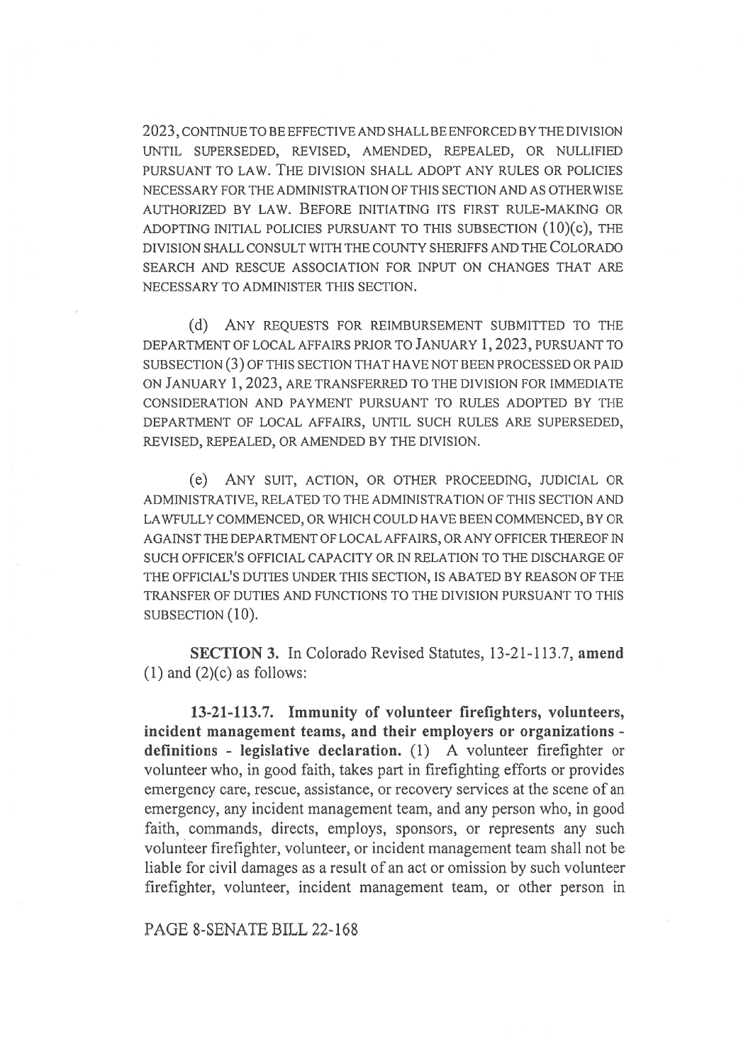2023, CONTINUE TO BE EFFECTIVE AND SHALL BE ENFORCED BY THE DIVISION UNTIL SUPERSEDED, REVISED, AMENDED, REPEALED, OR NULLIFIED PURSUANT TO LAW. THE DIVISION SHALL ADOPT ANY RULES OR POLICIES NECESSARY FOR THE ADMINISTRATION OF THIS SECTION AND AS OTHERWISE AUTHORIZED BY LAW. BEFORE INITIATING ITS FIRST RULE-MAKING OR ADOPTING INITIAL POLICIES PURSUANT TO THIS SUBSECTION (10)(c), THE DIVISION SHALL CONSULT WITH THE COUNTY SHERIFFS AND THE COLORADO SEARCH AND RESCUE ASSOCIATION FOR INPUT ON CHANGES THAT ARE NECESSARY TO ADMINISTER THIS SECTION.

(d) ANY REQUESTS FOR REIMBURSEMENT SUBMITTED TO THE DEPARTMENT OF LOCAL AFFAIRS PRIOR TO JANUARY 1, 2023, PURSUANT TO SUBSECTION (3) OF THIS SECTION THAT HAVE NOT BEEN PROCESSED OR PAID ON JANUARY 1, 2023, ARE TRANSFERRED TO THE DIVISION FOR IMMEDIATE CONSIDERATION AND PAYMENT PURSUANT TO RULES ADOPTED BY THE DEPARTMENT OF LOCAL AFFAIRS, UNTIL SUCH RULES ARE SUPERSEDED, REVISED, REPEALED, OR AMENDED BY THE DIVISION.

(e) ANY SUIT, ACTION, OR OTHER PROCEEDING, JUDICIAL OR ADMINISTRATIVE, RELATED TO THE ADMINISTRATION OF THIS SECTION AND LAWFULLY COMMENCED, OR WHICH COULD HAVE BEEN COMMENCED, BY OR AGAINST THE DEPARTMENT OF LOCAL AFFAIRS, OR ANY OFFICER THEREOF IN SUCH OFFICER'S OFFICIAL CAPACITY OR IN RELATION TO THE DISCHARGE OF THE OFFICIAL'S DUTIES UNDER THIS SECTION, IS ABATED BY REASON OF THE TRANSFER OF DUTIES AND FUNCTIONS TO THE DIVISION PURSUANT TO THIS SUBSECTION (10).

**SECTION 3.** In Colorado Revised Statutes, 13-21-113.7, **amend** (1) and (2)(c) as follows:

**13-21-113.7. Immunity of volunteer firefighters, volunteers, incident management teams, and their employers or organizations - definitions - legislative declaration.** (1) A volunteer firefighter or volunteer who, in good faith, takes part in firefighting efforts or provides emergency care, rescue, assistance, or recovery services at the scene of an emergency, any incident management team, and any person who, in good faith, commands, directs, employs, sponsors, or represents any such volunteer firefighter, volunteer, or incident management team shall not be liable for civil damages as a result of an act or omission by such volunteer firefighter, volunteer, incident management team, or other person in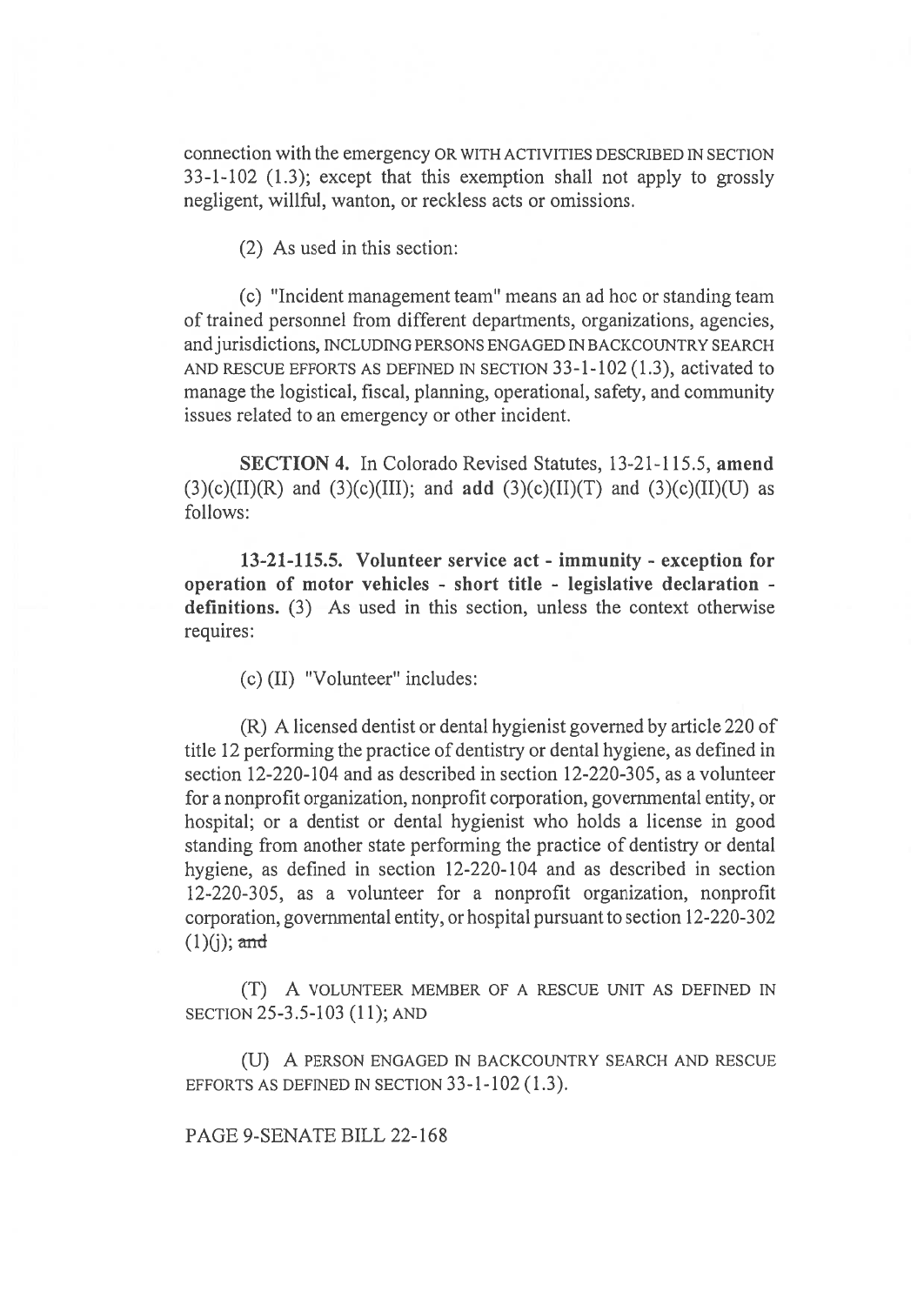connection with the emergency OR WITH ACTIVITIES DESCRIBED IN SECTION 33-1-102 (1.3); except that this exemption shall not apply to grossly negligent, willful, wanton, or reckless acts or omissions.

(2) As used in this section:

(c) "Incident management team" means an ad hoc or standing team of trained personnel from different departments, organizations, agencies, and jurisdictions, INCLUDING PERSONS ENGAGED IN BACKCOUNTRY SEARCH AND RESCUE EFFORTS AS DEFINED IN SECTION 33-1-102 (1.3), activated to manage the logistical, fiscal, planning, operational, safety, and community issues related to an emergency or other incident.

**SECTION 4.** In Colorado Revised Statutes, 13-21-115.5, **amend** (3)(c)(II)(R) and (3)(c)(III); and **add** (3)(c)(II)(T) and (3)(c)(II)(U) as follows:

**13-21-115.5. Volunteer service act - immunity - exception for operation of motor vehicles - short title - legislative declaration - definitions.** (3) As used in this section, unless the context otherwise requires:

(c) (II) "Volunteer" includes:

(R) A licensed dentist or dental hygienist governed by article 220 of title 12 performing the practice of dentistry or dental hygiene, as defined in section 12-220-104 and as described in section 12-220-305, as a volunteer for a nonprofit organization, nonprofit corporation, governmental entity, or hospital; or a dentist or dental hygienist who holds a license in good standing from another state performing the practice of dentistry or dental hygiene, as defined in section 12-220-104 and as described in section 12-220-305, as a volunteer for a nonprofit organization, nonprofit corporation, governmental entity, or hospital pursuant to section 12-220-302 (1)(j); ~~and~~

(T) A VOLUNTEER MEMBER OF A RESCUE UNIT AS DEFINED IN SECTION 25-3.5-103 (11); AND

(U) A PERSON ENGAGED IN BACKCOUNTRY SEARCH AND RESCUE EFFORTS AS DEFINED IN SECTION 33-1-102 (1.3).

PAGE 9-SENATE BILL 22-168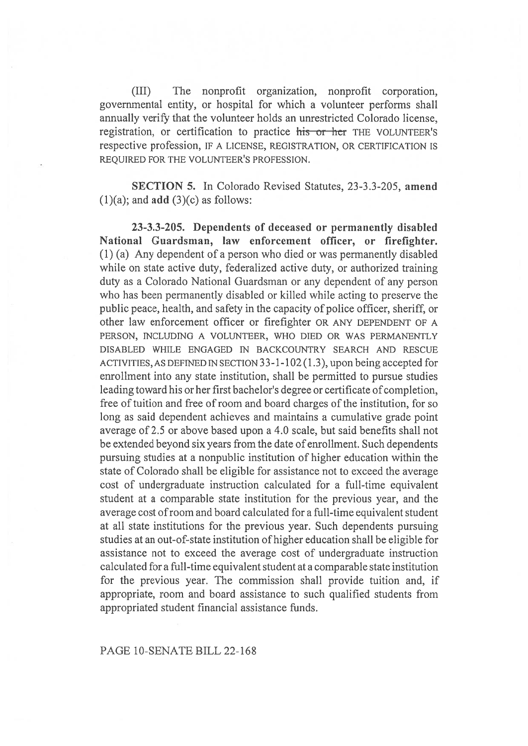(III) The nonprofit organization, nonprofit corporation, governmental entity, or hospital for which a volunteer performs shall annually verify that the volunteer holds an unrestricted Colorado license, registration, or certification to practice ~~his or her~~ THE VOLUNTEER'S respective profession, IF A LICENSE, REGISTRATION, OR CERTIFICATION IS REQUIRED FOR THE VOLUNTEER'S PROFESSION.

**SECTION 5.** In Colorado Revised Statutes, 23-3.3-205, **amend** (1)(a); and **add** (3)(c) as follows:

**23-3.3-205. Dependents of deceased or permanently disabled National Guardsman, law enforcement officer, or firefighter.** (1) (a) Any dependent of a person who died or was permanently disabled while on state active duty, federalized active duty, or authorized training duty as a Colorado National Guardsman or any dependent of any person who has been permanently disabled or killed while acting to preserve the public peace, health, and safety in the capacity of police officer, sheriff, or other law enforcement officer or firefighter OR ANY DEPENDENT OF A PERSON, INCLUDING A VOLUNTEER, WHO DIED OR WAS PERMANENTLY DISABLED WHILE ENGAGED IN BACKCOUNTRY SEARCH AND RESCUE ACTIVITIES, AS DEFINED IN SECTION 33-1-102 (1.3), upon being accepted for enrollment into any state institution, shall be permitted to pursue studies leading toward his or her first bachelor's degree or certificate of completion, free of tuition and free of room and board charges of the institution, for so long as said dependent achieves and maintains a cumulative grade point average of 2.5 or above based upon a 4.0 scale, but said benefits shall not be extended beyond six years from the date of enrollment. Such dependents pursuing studies at a nonpublic institution of higher education within the state of Colorado shall be eligible for assistance not to exceed the average cost of undergraduate instruction calculated for a full-time equivalent student at a comparable state institution for the previous year, and the average cost of room and board calculated for a full-time equivalent student at all state institutions for the previous year. Such dependents pursuing studies at an out-of-state institution of higher education shall be eligible for assistance not to exceed the average cost of undergraduate instruction calculated for a full-time equivalent student at a comparable state institution for the previous year. The commission shall provide tuition and, if appropriate, room and board assistance to such qualified students from appropriated student financial assistance funds.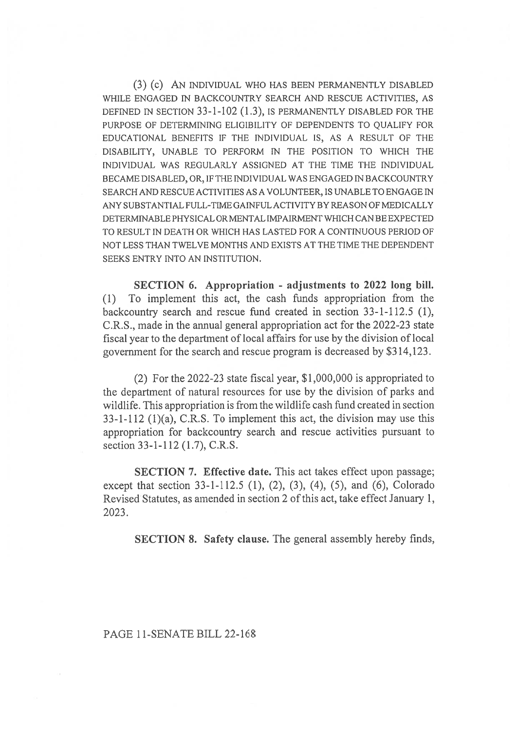(3) (c) AN INDIVIDUAL WHO HAS BEEN PERMANENTLY DISABLED WHILE ENGAGED IN BACKCOUNTRY SEARCH AND RESCUE ACTIVITIES, AS DEFINED IN SECTION 33-1-102 (1.3), IS PERMANENTLY DISABLED FOR THE PURPOSE OF DETERMINING ELIGIBILITY OF DEPENDENTS TO QUALIFY FOR EDUCATIONAL BENEFITS IF THE INDIVIDUAL IS, AS A RESULT OF THE DISABILITY, UNABLE TO PERFORM IN THE POSITION TO WHICH THE INDIVIDUAL WAS REGULARLY ASSIGNED AT THE TIME THE INDIVIDUAL BECAME DISABLED, OR, IF THE INDIVIDUAL WAS ENGAGED IN BACKCOUNTRY SEARCH AND RESCUE ACTIVITIES AS A VOLUNTEER, IS UNABLE TO ENGAGE IN ANY SUBSTANTIAL FULL-TIME GAINFUL ACTIVITY BY REASON OF MEDICALLY DETERMINABLE PHYSICAL OR MENTAL IMPAIRMENT WHICH CAN BE EXPECTED TO RESULT IN DEATH OR WHICH HAS LASTED FOR A CONTINUOUS PERIOD OF NOT LESS THAN TWELVE MONTHS AND EXISTS AT THE TIME THE DEPENDENT SEEKS ENTRY INTO AN INSTITUTION.

**SECTION 6. Appropriation - adjustments to 2022 long bill.** (1) To implement this act, the cash funds appropriation from the backcountry search and rescue fund created in section 33-1-112.5 (1), C.R.S., made in the annual general appropriation act for the 2022-23 state fiscal year to the department of local affairs for use by the division of local government for the search and rescue program is decreased by $314,123.

(2) For the 2022-23 state fiscal year, $1,000,000 is appropriated to the department of natural resources for use by the division of parks and wildlife. This appropriation is from the wildlife cash fund created in section 33-1-112 (1)(a), C.R.S. To implement this act, the division may use this appropriation for backcountry search and rescue activities pursuant to section 33-1-112 (1.7), C.R.S.

**SECTION 7. Effective date.** This act takes effect upon passage; except that section 33-1-112.5 (1), (2), (3), (4), (5), and (6), Colorado Revised Statutes, as amended in section 2 of this act, take effect January 1, 2023.

**SECTION 8. Safety clause.** The general assembly hereby finds,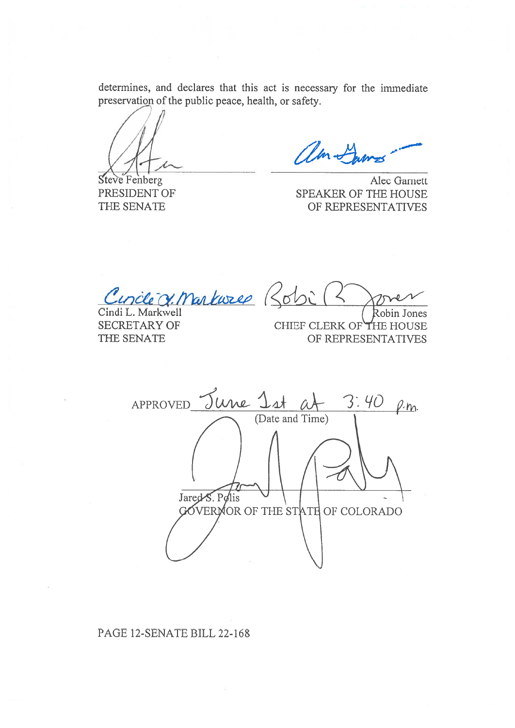determines, and declares that this act is necessary for the immediate preservation of the public peace, health, or safety.

Steve Fenberg
PRESIDENT OF
THE SENATE

Alec Garnett
SPEAKER OF THE HOUSE
OF REPRESENTATIVES

Cindi L. Markwell
SECRETARY OF
THE SENATE

Robin Jones
CHIEF CLERK OF THE HOUSE
OF REPRESENTATIVES

APPROVED June 1st at 3:40 p.m.
(Date and Time)

Jared S. Polis
GOVERNOR OF THE STATE OF COLORADO

PAGE 12-SENATE BILL 22-168